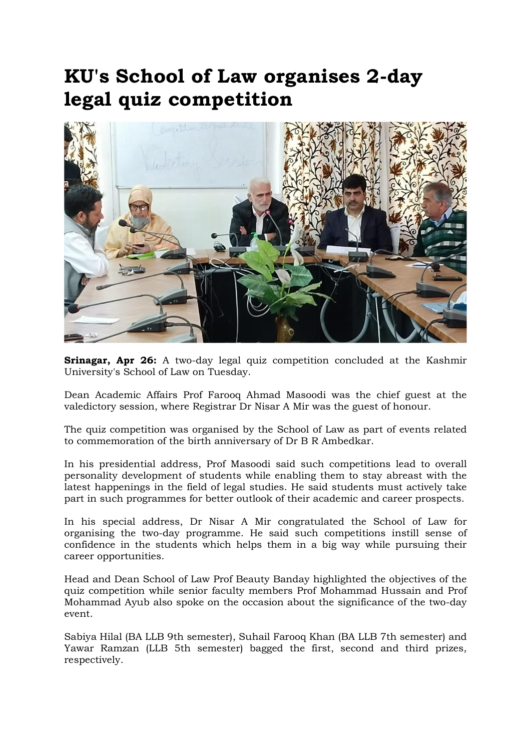# KU's School of Law organises 2-day legal quiz competition

**Srinagar, Apr 26:** A two-day legal quiz competition concluded at the Kashmir University's School of Law on Tuesday.

Dean Academic Affairs Prof Farooq Ahmad Masoodi was the chief guest at the valedictory session, where Registrar Dr Nisar A Mir was the guest of honour.

The quiz competition was organised by the School of Law as part of events related to commemoration of the birth anniversary of Dr B R Ambedkar.

In his presidential address, Prof Masoodi said such competitions lead to overall personality development of students while enabling them to stay abreast with the latest happenings in the field of legal studies. He said students must actively take part in such programmes for better outlook of their academic and career prospects.

In his special address, Dr Nisar A Mir congratulated the School of Law for organising the two-day programme. He said such competitions instill sense of confidence in the students which helps them in a big way while pursuing their career opportunities.

Head and Dean School of Law Prof Beauty Banday highlighted the objectives of the quiz competition while senior faculty members Prof Mohammad Hussain and Prof Mohammad Ayub also spoke on the occasion about the significance of the two-day event.

Sabiya Hilal (BA LLB 9th semester), Suhail Farooq Khan (BA LLB 7th semester) and Yawar Ramzan (LLB 5th semester) bagged the first, second and third prizes, respectively.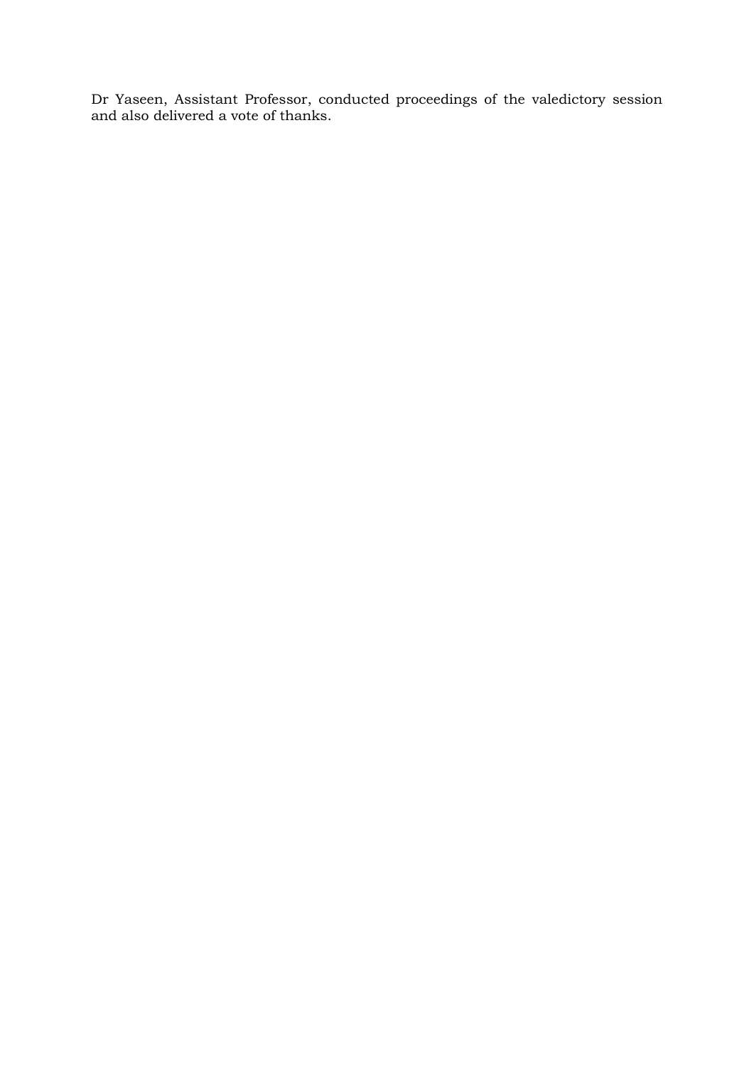Dr Yaseen, Assistant Professor, conducted proceedings of the valedictory session and also delivered a vote of thanks.